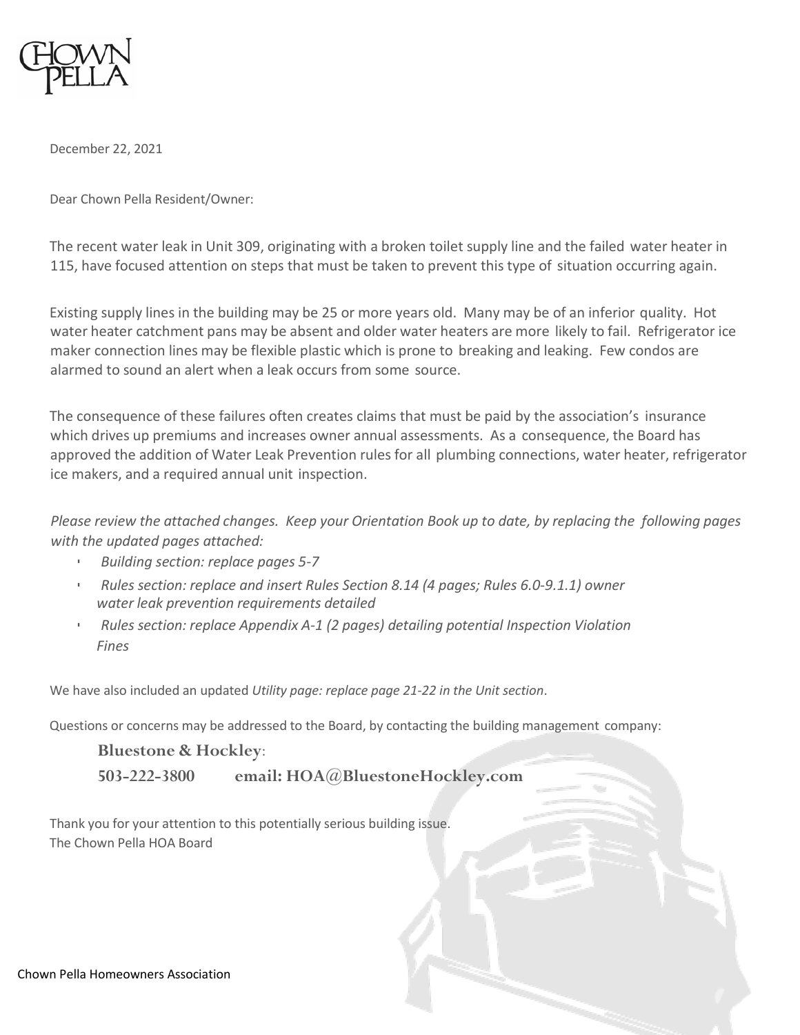CHOWN PELLA

December 22, 2021

Dear Chown Pella Resident/Owner:

The recent water leak in Unit 309, originating with a broken toilet supply line and the failed water heater in 115, have focused attention on steps that must be taken to prevent this type of situation occurring again.

Existing supply lines in the building may be 25 or more years old. Many may be of an inferior quality. Hot water heater catchment pans may be absent and older water heaters are more likely to fail. Refrigerator ice maker connection lines may be flexible plastic which is prone to breaking and leaking. Few condos are alarmed to sound an alert when a leak occurs from some source.

The consequence of these failures often creates claims that must be paid by the association's insurance which drives up premiums and increases owner annual assessments. As a consequence, the Board has approved the addition of Water Leak Prevention rules for all plumbing connections, water heater, refrigerator ice makers, and a required annual unit inspection.

*Please review the attached changes. Keep your Orientation Book up to date, by replacing the following pages with the updated pages attached:*

- *Building section: replace pages 5-7*
- *Rules section: replace and insert Rules Section 8.14 (4 pages; Rules 6.0-9.1.1) owner water leak prevention requirements detailed*
- *Rules section: replace Appendix A-1 (2 pages) detailing potential Inspection Violation Fines*

We have also included an updated *Utility page: replace page 21-22 in the Unit section*.

Questions or concerns may be addressed to the Board, by contacting the building management company:

**Bluestone & Hockley**:

**503-222-3800 email: HOA@BluestoneHockley.com**

Thank you for your attention to this potentially serious building issue.
The Chown Pella HOA Board

Chown Pella Homeowners Association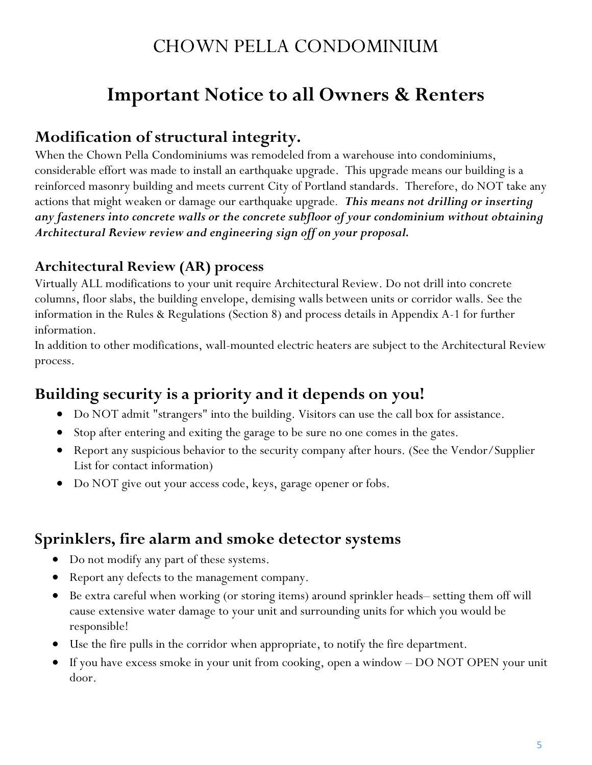CHOWN PELLA CONDOMINIUM

# Important Notice to all Owners & Renters

## Modification of structural integrity.

When the Chown Pella Condominiums was remodeled from a warehouse into condominiums, considerable effort was made to install an earthquake upgrade. This upgrade means our building is a reinforced masonry building and meets current City of Portland standards. Therefore, do NOT take any actions that might weaken or damage our earthquake upgrade. ***This means not drilling or inserting any fasteners into concrete walls or the concrete subfloor of your condominium without obtaining Architectural Review review and engineering sign off on your proposal.***

### Architectural Review (AR) process

Virtually ALL modifications to your unit require Architectural Review. Do not drill into concrete columns, floor slabs, the building envelope, demising walls between units or corridor walls. See the information in the Rules & Regulations (Section 8) and process details in Appendix A-1 for further information.

In addition to other modifications, wall-mounted electric heaters are subject to the Architectural Review process.

## Building security is a priority and it depends on you!

- Do NOT admit "strangers" into the building. Visitors can use the call box for assistance.
- Stop after entering and exiting the garage to be sure no one comes in the gates.
- Report any suspicious behavior to the security company after hours. (See the Vendor/Supplier List for contact information)
- Do NOT give out your access code, keys, garage opener or fobs.

## Sprinklers, fire alarm and smoke detector systems

- Do not modify any part of these systems.
- Report any defects to the management company.
- Be extra careful when working (or storing items) around sprinkler heads– setting them off will cause extensive water damage to your unit and surrounding units for which you would be responsible!
- Use the fire pulls in the corridor when appropriate, to notify the fire department.
- If you have excess smoke in your unit from cooking, open a window – DO NOT OPEN your unit door.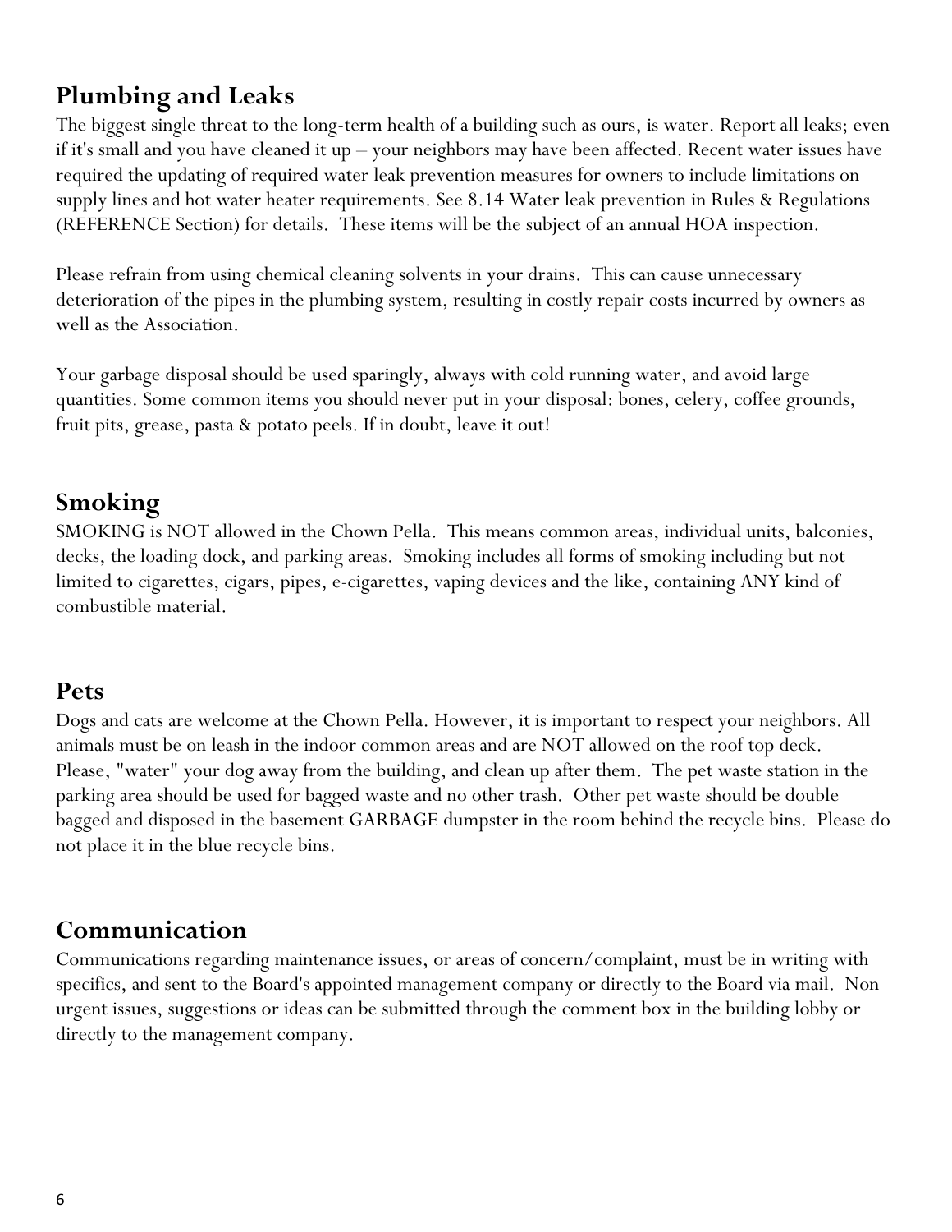## Plumbing and Leaks

The biggest single threat to the long-term health of a building such as ours, is water. Report all leaks; even if it's small and you have cleaned it up – your neighbors may have been affected. Recent water issues have required the updating of required water leak prevention measures for owners to include limitations on supply lines and hot water heater requirements. See 8.14 Water leak prevention in Rules & Regulations (REFERENCE Section) for details. These items will be the subject of an annual HOA inspection.

Please refrain from using chemical cleaning solvents in your drains. This can cause unnecessary deterioration of the pipes in the plumbing system, resulting in costly repair costs incurred by owners as well as the Association.

Your garbage disposal should be used sparingly, always with cold running water, and avoid large quantities. Some common items you should never put in your disposal: bones, celery, coffee grounds, fruit pits, grease, pasta & potato peels. If in doubt, leave it out!

## Smoking

SMOKING is NOT allowed in the Chown Pella. This means common areas, individual units, balconies, decks, the loading dock, and parking areas. Smoking includes all forms of smoking including but not limited to cigarettes, cigars, pipes, e-cigarettes, vaping devices and the like, containing ANY kind of combustible material.

## Pets

Dogs and cats are welcome at the Chown Pella. However, it is important to respect your neighbors. All animals must be on leash in the indoor common areas and are NOT allowed on the roof top deck. Please, "water" your dog away from the building, and clean up after them. The pet waste station in the parking area should be used for bagged waste and no other trash. Other pet waste should be double bagged and disposed in the basement GARBAGE dumpster in the room behind the recycle bins. Please do not place it in the blue recycle bins.

## Communication

Communications regarding maintenance issues, or areas of concern/complaint, must be in writing with specifics, and sent to the Board's appointed management company or directly to the Board via mail. Non urgent issues, suggestions or ideas can be submitted through the comment box in the building lobby or directly to the management company.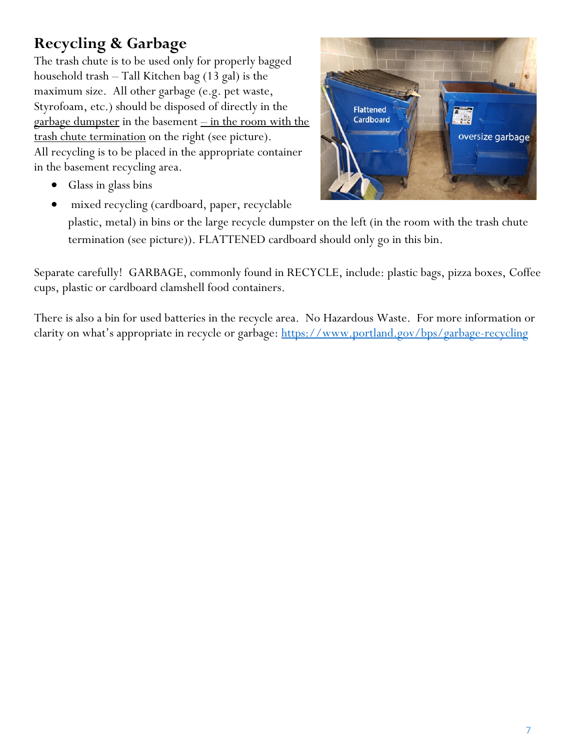## Recycling & Garbage

The trash chute is to be used only for properly bagged household trash – Tall Kitchen bag (13 gal) is the maximum size. All other garbage (e.g. pet waste, Styrofoam, etc.) should be disposed of directly in the garbage dumpster in the basement – in the room with the trash chute termination on the right (see picture). All recycling is to be placed in the appropriate container in the basement recycling area.

- Glass in glass bins
- mixed recycling (cardboard, paper, recyclable plastic, metal) in bins or the large recycle dumpster on the left (in the room with the trash chute termination (see picture)). FLATTENED cardboard should only go in this bin.

Separate carefully! GARBAGE, commonly found in RECYCLE, include: plastic bags, pizza boxes, Coffee cups, plastic or cardboard clamshell food containers.

There is also a bin for used batteries in the recycle area. No Hazardous Waste. For more information or clarity on what's appropriate in recycle or garbage: https://www.portland.gov/bps/garbage-recycling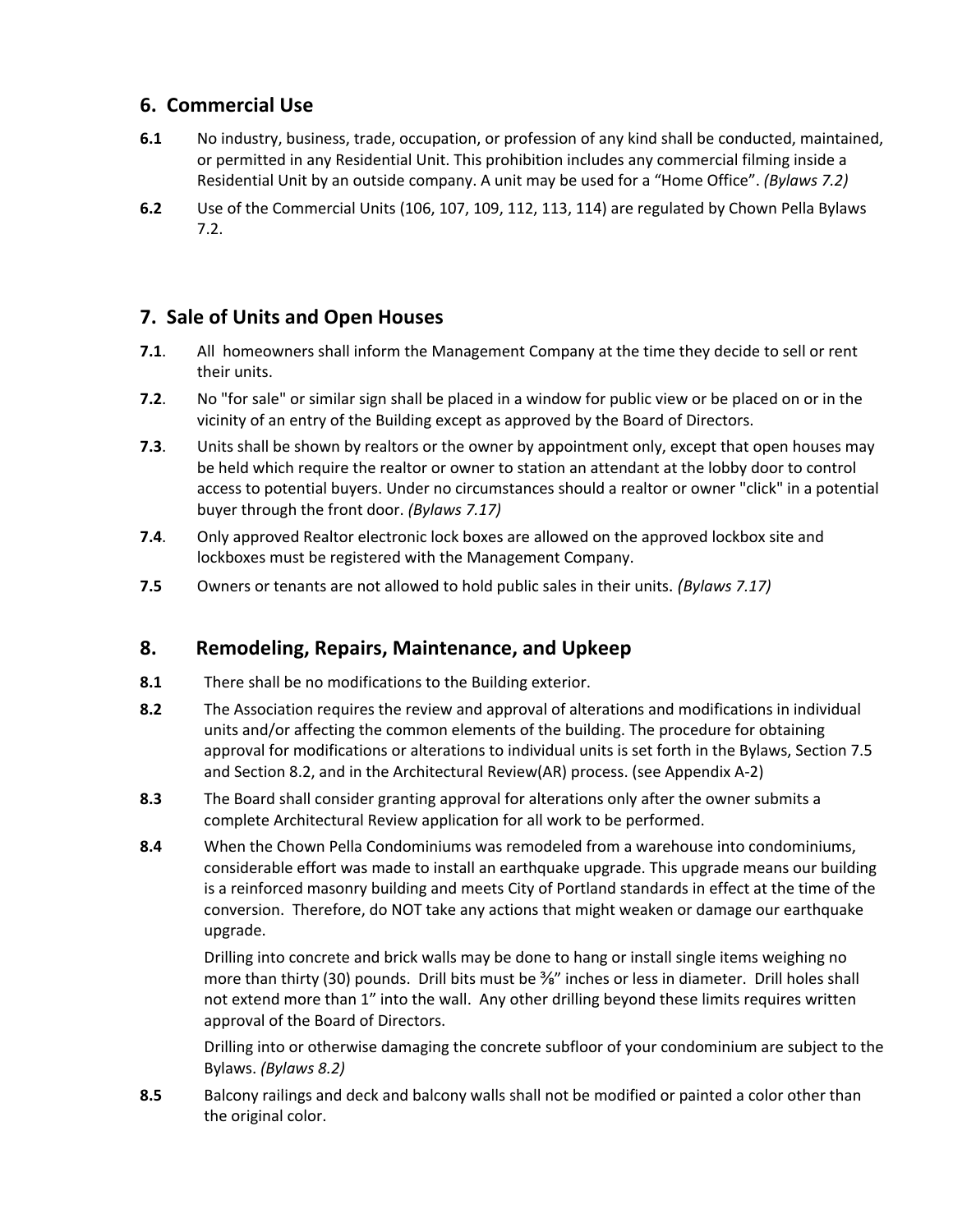## 6. Commercial Use

**6.1** No industry, business, trade, occupation, or profession of any kind shall be conducted, maintained, or permitted in any Residential Unit. This prohibition includes any commercial filming inside a Residential Unit by an outside company. A unit may be used for a "Home Office". *(Bylaws 7.2)*

**6.2** Use of the Commercial Units (106, 107, 109, 112, 113, 114) are regulated by Chown Pella Bylaws 7.2.

## 7. Sale of Units and Open Houses

**7.1**. All homeowners shall inform the Management Company at the time they decide to sell or rent their units.

**7.2**. No "for sale" or similar sign shall be placed in a window for public view or be placed on or in the vicinity of an entry of the Building except as approved by the Board of Directors.

**7.3**. Units shall be shown by realtors or the owner by appointment only, except that open houses may be held which require the realtor or owner to station an attendant at the lobby door to control access to potential buyers. Under no circumstances should a realtor or owner "click" in a potential buyer through the front door. *(Bylaws 7.17)*

**7.4**. Only approved Realtor electronic lock boxes are allowed on the approved lockbox site and lockboxes must be registered with the Management Company.

**7.5** Owners or tenants are not allowed to hold public sales in their units. *(Bylaws 7.17)*

## 8. Remodeling, Repairs, Maintenance, and Upkeep

**8.1** There shall be no modifications to the Building exterior.

**8.2** The Association requires the review and approval of alterations and modifications in individual units and/or affecting the common elements of the building. The procedure for obtaining approval for modifications or alterations to individual units is set forth in the Bylaws, Section 7.5 and Section 8.2, and in the Architectural Review(AR) process. (see Appendix A-2)

**8.3** The Board shall consider granting approval for alterations only after the owner submits a complete Architectural Review application for all work to be performed.

**8.4** When the Chown Pella Condominiums was remodeled from a warehouse into condominiums, considerable effort was made to install an earthquake upgrade. This upgrade means our building is a reinforced masonry building and meets City of Portland standards in effect at the time of the conversion. Therefore, do NOT take any actions that might weaken or damage our earthquake upgrade.

Drilling into concrete and brick walls may be done to hang or install single items weighing no more than thirty (30) pounds. Drill bits must be ⅜" inches or less in diameter. Drill holes shall not extend more than 1" into the wall. Any other drilling beyond these limits requires written approval of the Board of Directors.

Drilling into or otherwise damaging the concrete subfloor of your condominium are subject to the Bylaws. *(Bylaws 8.2)*

**8.5** Balcony railings and deck and balcony walls shall not be modified or painted a color other than the original color.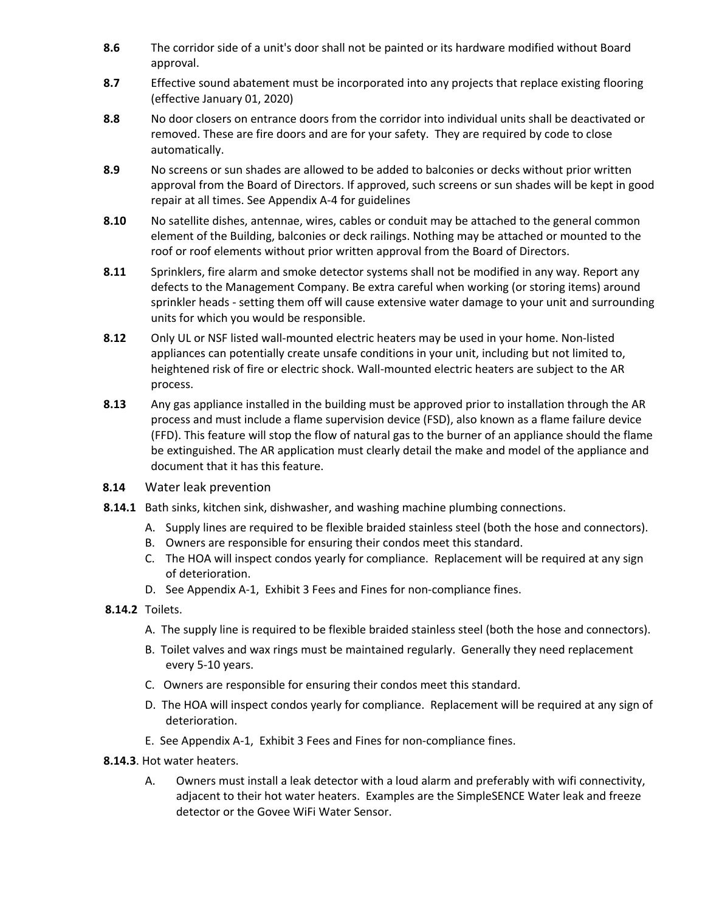**8.6** The corridor side of a unit's door shall not be painted or its hardware modified without Board approval.

**8.7** Effective sound abatement must be incorporated into any projects that replace existing flooring (effective January 01, 2020)

**8.8** No door closers on entrance doors from the corridor into individual units shall be deactivated or removed. These are fire doors and are for your safety. They are required by code to close automatically.

**8.9** No screens or sun shades are allowed to be added to balconies or decks without prior written approval from the Board of Directors. If approved, such screens or sun shades will be kept in good repair at all times. See Appendix A-4 for guidelines

**8.10** No satellite dishes, antennae, wires, cables or conduit may be attached to the general common element of the Building, balconies or deck railings. Nothing may be attached or mounted to the roof or roof elements without prior written approval from the Board of Directors.

**8.11** Sprinklers, fire alarm and smoke detector systems shall not be modified in any way. Report any defects to the Management Company. Be extra careful when working (or storing items) around sprinkler heads - setting them off will cause extensive water damage to your unit and surrounding units for which you would be responsible.

**8.12** Only UL or NSF listed wall-mounted electric heaters may be used in your home. Non-listed appliances can potentially create unsafe conditions in your unit, including but not limited to, heightened risk of fire or electric shock. Wall-mounted electric heaters are subject to the AR process.

**8.13** Any gas appliance installed in the building must be approved prior to installation through the AR process and must include a flame supervision device (FSD), also known as a flame failure device (FFD). This feature will stop the flow of natural gas to the burner of an appliance should the flame be extinguished. The AR application must clearly detail the make and model of the appliance and document that it has this feature.

**8.14** Water leak prevention

**8.14.1** Bath sinks, kitchen sink, dishwasher, and washing machine plumbing connections.

A. Supply lines are required to be flexible braided stainless steel (both the hose and connectors).
B. Owners are responsible for ensuring their condos meet this standard.
C. The HOA will inspect condos yearly for compliance. Replacement will be required at any sign of deterioration.
D. See Appendix A-1, Exhibit 3 Fees and Fines for non-compliance fines.

**8.14.2** Toilets.

A. The supply line is required to be flexible braided stainless steel (both the hose and connectors).
B. Toilet valves and wax rings must be maintained regularly. Generally they need replacement every 5-10 years.
C. Owners are responsible for ensuring their condos meet this standard.
D. The HOA will inspect condos yearly for compliance. Replacement will be required at any sign of deterioration.
E. See Appendix A-1, Exhibit 3 Fees and Fines for non-compliance fines.

**8.14.3**. Hot water heaters.

A. Owners must install a leak detector with a loud alarm and preferably with wifi connectivity, adjacent to their hot water heaters. Examples are the SimpleSENCE Water leak and freeze detector or the Govee WiFi Water Sensor.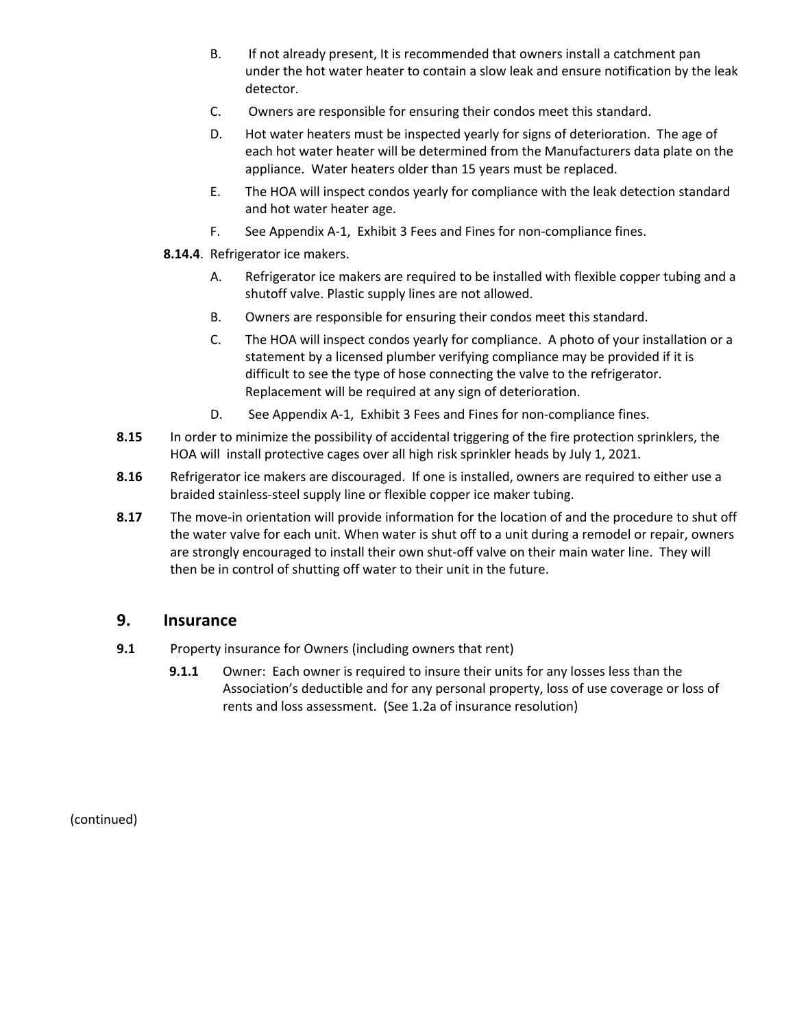B. If not already present, It is recommended that owners install a catchment pan under the hot water heater to contain a slow leak and ensure notification by the leak detector.

C. Owners are responsible for ensuring their condos meet this standard.

D. Hot water heaters must be inspected yearly for signs of deterioration. The age of each hot water heater will be determined from the Manufacturers data plate on the appliance. Water heaters older than 15 years must be replaced.

E. The HOA will inspect condos yearly for compliance with the leak detection standard and hot water heater age.

F. See Appendix A-1, Exhibit 3 Fees and Fines for non-compliance fines.

**8.14.4**. Refrigerator ice makers.

A. Refrigerator ice makers are required to be installed with flexible copper tubing and a shutoff valve. Plastic supply lines are not allowed.

B. Owners are responsible for ensuring their condos meet this standard.

C. The HOA will inspect condos yearly for compliance. A photo of your installation or a statement by a licensed plumber verifying compliance may be provided if it is difficult to see the type of hose connecting the valve to the refrigerator. Replacement will be required at any sign of deterioration.

D. See Appendix A-1, Exhibit 3 Fees and Fines for non-compliance fines.

**8.15** In order to minimize the possibility of accidental triggering of the fire protection sprinklers, the HOA will install protective cages over all high risk sprinkler heads by July 1, 2021.

**8.16** Refrigerator ice makers are discouraged. If one is installed, owners are required to either use a braided stainless-steel supply line or flexible copper ice maker tubing.

**8.17** The move-in orientation will provide information for the location of and the procedure to shut off the water valve for each unit. When water is shut off to a unit during a remodel or repair, owners are strongly encouraged to install their own shut-off valve on their main water line. They will then be in control of shutting off water to their unit in the future.

## 9. Insurance

**9.1** Property insurance for Owners (including owners that rent)

**9.1.1** Owner: Each owner is required to insure their units for any losses less than the Association's deductible and for any personal property, loss of use coverage or loss of rents and loss assessment. (See 1.2a of insurance resolution)

(continued)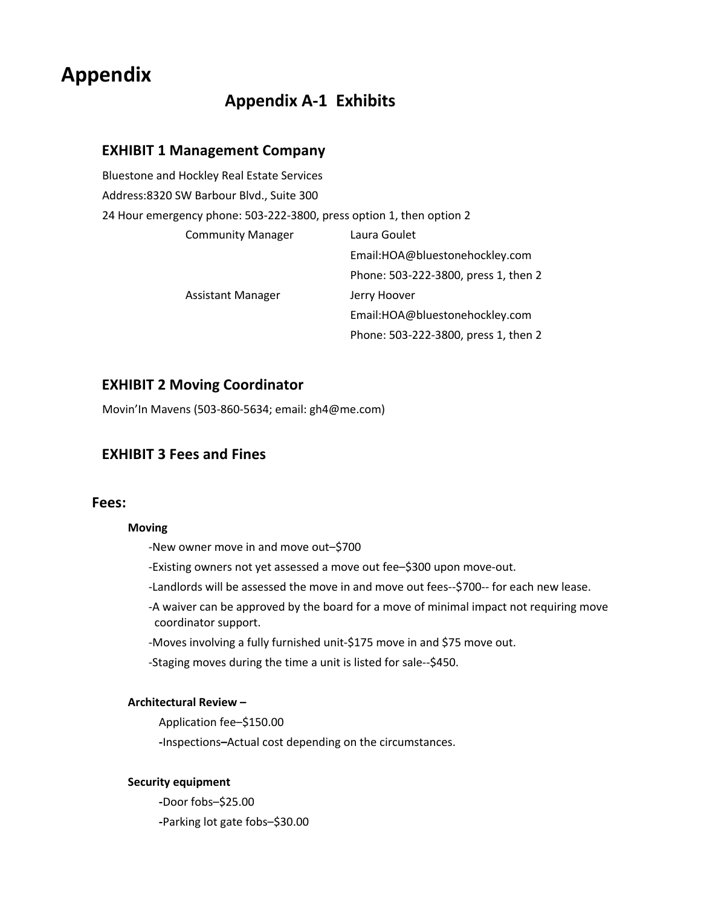# Appendix

## Appendix A-1 Exhibits

### EXHIBIT 1 Management Company

Bluestone and Hockley Real Estate Services

Address:8320 SW Barbour Blvd., Suite 300

24 Hour emergency phone: 503-222-3800, press option 1, then option 2

| | |
|---|---|
| Community Manager | Laura Goulet<br>Email:HOA@bluestonehockley.com<br>Phone: 503-222-3800, press 1, then 2 |
| Assistant Manager | Jerry Hoover<br>Email:HOA@bluestonehockley.com<br>Phone: 503-222-3800, press 1, then 2 |

### EXHIBIT 2 Moving Coordinator

Movin'In Mavens (503-860-5634; email: gh4@me.com)

### EXHIBIT 3 Fees and Fines

#### Fees:

**Moving**

-New owner move in and move out–$700

-Existing owners not yet assessed a move out fee–$300 upon move-out.

-Landlords will be assessed the move in and move out fees--$700-- for each new lease.

-A waiver can be approved by the board for a move of minimal impact not requiring move coordinator support.

-Moves involving a fully furnished unit-$175 move in and $75 move out.

-Staging moves during the time a unit is listed for sale--$450.

**Architectural Review –**

Application fee–$150.00

-Inspections–Actual cost depending on the circumstances.

**Security equipment**

-Door fobs–$25.00

-Parking lot gate fobs–$30.00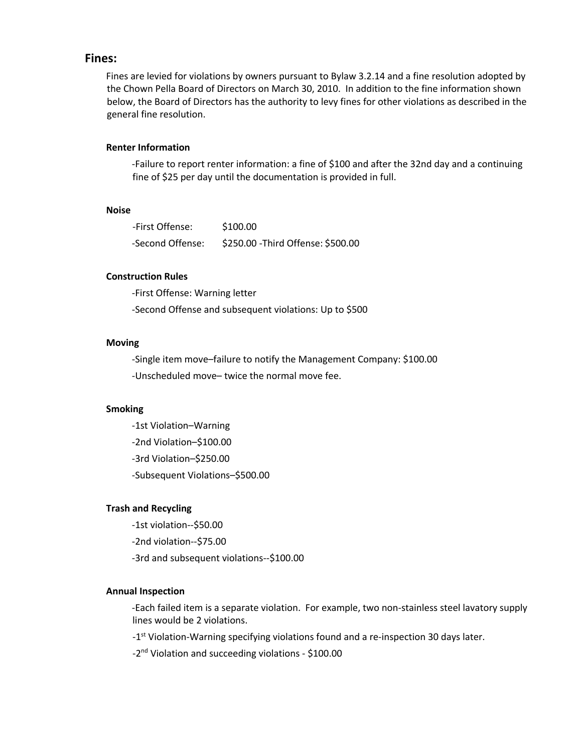## Fines:

Fines are levied for violations by owners pursuant to Bylaw 3.2.14 and a fine resolution adopted by the Chown Pella Board of Directors on March 30, 2010. In addition to the fine information shown below, the Board of Directors has the authority to levy fines for other violations as described in the general fine resolution.

**Renter Information**

-Failure to report renter information: a fine of $100 and after the 32nd day and a continuing fine of $25 per day until the documentation is provided in full.

**Noise**

-First Offense: $100.00

-Second Offense: $250.00 -Third Offense: $500.00

**Construction Rules**

-First Offense: Warning letter

-Second Offense and subsequent violations: Up to $500

**Moving**

-Single item move–failure to notify the Management Company: $100.00

-Unscheduled move– twice the normal move fee.

**Smoking**

-1st Violation–Warning

-2nd Violation–$100.00

-3rd Violation–$250.00

-Subsequent Violations–$500.00

**Trash and Recycling**

-1st violation--$50.00

-2nd violation--$75.00

-3rd and subsequent violations--$100.00

**Annual Inspection**

-Each failed item is a separate violation. For example, two non-stainless steel lavatory supply lines would be 2 violations.

-1st Violation-Warning specifying violations found and a re-inspection 30 days later.

-2nd Violation and succeeding violations - $100.00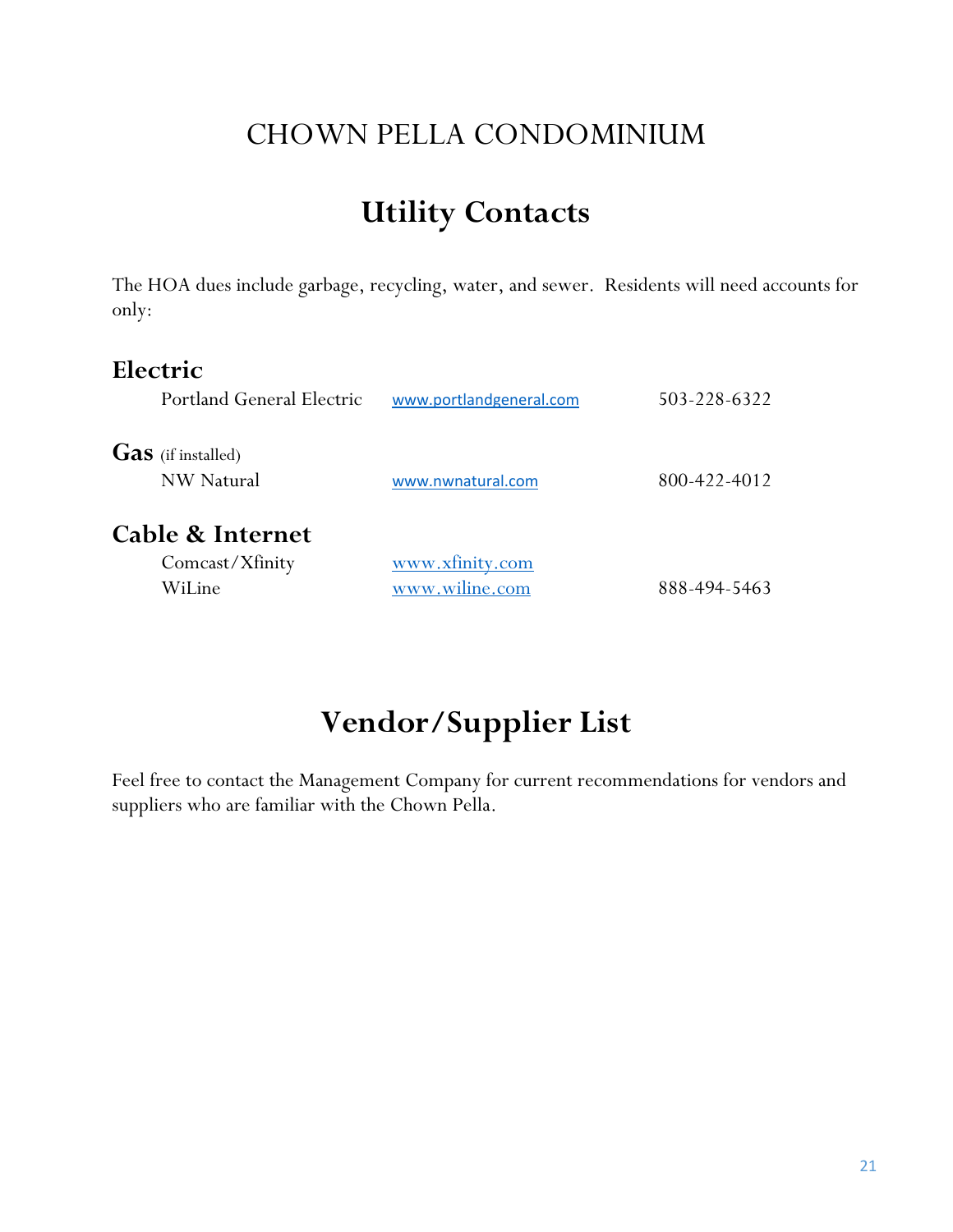# CHOWN PELLA CONDOMINIUM

## Utility Contacts

The HOA dues include garbage, recycling, water, and sewer. Residents will need accounts for only:

### Electric

| | | |
|---|---|---|
| Portland General Electric | www.portlandgeneral.com | 503-228-6322 |

### Gas (if installed)

| | | |
|---|---|---|
| NW Natural | www.nwnatural.com | 800-422-4012 |

### Cable & Internet

| | | |
|---|---|---|
| Comcast/Xfinity | www.xfinity.com | |
| WiLine | www.wiline.com | 888-494-5463 |

## Vendor/Supplier List

Feel free to contact the Management Company for current recommendations for vendors and suppliers who are familiar with the Chown Pella.